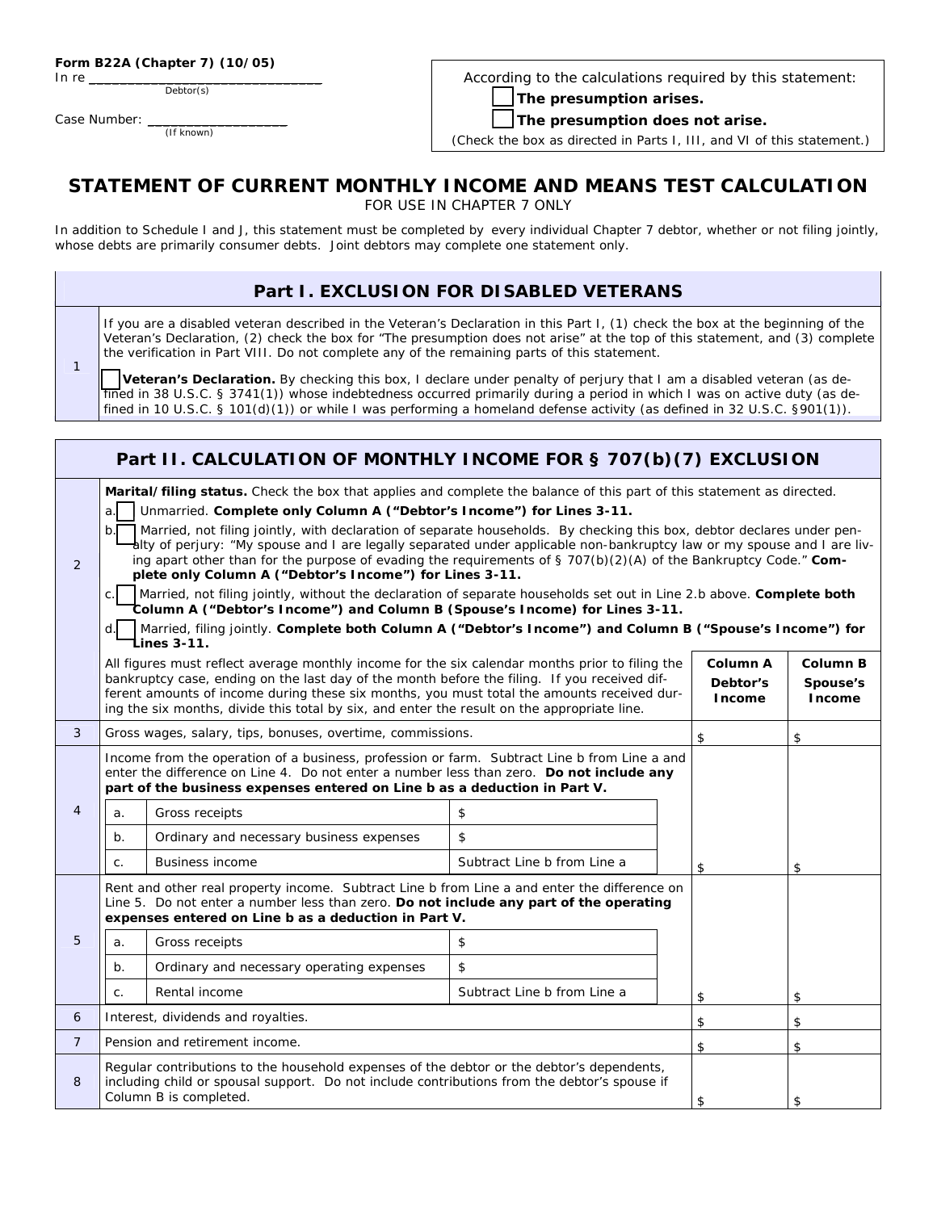**Form B22A (Chapter 7) (10/05)**

In re ______________________________
Debtor(s)

Case Number: ____________________
(If known)

According to the calculations required by this statement:

☐ **The presumption arises.**

☐ **The presumption does not arise.**

(Check the box as directed in Parts I, III, and VI of this statement.)

# STATEMENT OF CURRENT MONTHLY INCOME AND MEANS TEST CALCULATION

FOR USE IN CHAPTER 7 ONLY

In addition to Schedule I and J, this statement must be completed by every individual Chapter 7 debtor, whether or not filing jointly, whose debts are primarily consumer debts. Joint debtors may complete one statement only.

## Part I. EXCLUSION FOR DISABLED VETERANS

| | |
|---|---|
| 1 | If you are a disabled veteran described in the Veteran's Declaration in this Part I, (1) check the box at the beginning of the Veteran's Declaration, (2) check the box for "The presumption does not arise" at the top of this statement, and (3) complete the verification in Part VIII. Do not complete any of the remaining parts of this statement. ☐ **Veteran's Declaration.** By checking this box, I declare under penalty of perjury that I am a disabled veteran (as defined in 38 U.S.C. § 3741(1)) whose indebtedness occurred primarily during a period in which I was on active duty (as defined in 10 U.S.C. § 101(d)(1)) or while I was performing a homeland defense activity (as defined in 32 U.S.C. §901(1)). |

## Part II. CALCULATION OF MONTHLY INCOME FOR § 707(b)(7) EXCLUSION

| | | | |
|---|---|---|---|
| 2 | **Marital/filing status.** Check the box that applies and complete the balance of this part of this statement as directed.<br>a. ☐ Unmarried. **Complete only Column A ("Debtor's Income") for Lines 3-11.**<br>b. ☐ Married, not filing jointly, with declaration of separate households. By checking this box, debtor declares under penalty of perjury: "My spouse and I are legally separated under applicable non-bankruptcy law or my spouse and I are living apart other than for the purpose of evading the requirements of § 707(b)(2)(A) of the Bankruptcy Code." **Complete only Column A ("Debtor's Income") for Lines 3-11.**<br>c. ☐ Married, not filing jointly, without the declaration of separate households set out in Line 2.b above. **Complete both Column A ("Debtor's Income") and Column B (Spouse's Income) for Lines 3-11.**<br>d. ☐ Married, filing jointly. **Complete both Column A ("Debtor's Income") and Column B ("Spouse's Income") for Lines 3-11.** | | |
| | All figures must reflect average monthly income for the six calendar months prior to filing the bankruptcy case, ending on the last day of the month before the filing. If you received different amounts of income during these six months, you must total the amounts received during the six months, divide this total by six, and enter the result on the appropriate line. | **Column A Debtor's Income** | **Column B Spouse's Income** |
| 3 | Gross wages, salary, tips, bonuses, overtime, commissions. | $ | $ |
| 4 | Income from the operation of a business, profession or farm. Subtract Line b from Line a and enter the difference on Line 4. Do not enter a number less than zero. **Do not include any part of the business expenses entered on Line b as a deduction in Part V.**<br>a. Gross receipts: $<br>b. Ordinary and necessary business expenses: $<br>c. Business income: Subtract Line b from Line a | $ | $ |
| 5 | Rent and other real property income. Subtract Line b from Line a and enter the difference on Line 5. Do not enter a number less than zero. **Do not include any part of the operating expenses entered on Line b as a deduction in Part V.**<br>a. Gross receipts: $<br>b. Ordinary and necessary operating expenses: $<br>c. Rental income: Subtract Line b from Line a | $ | $ |
| 6 | Interest, dividends and royalties. | $ | $ |
| 7 | Pension and retirement income. | $ | $ |
| 8 | Regular contributions to the household expenses of the debtor or the debtor's dependents, including child or spousal support. Do not include contributions from the debtor's spouse if Column B is completed. | $ | $ |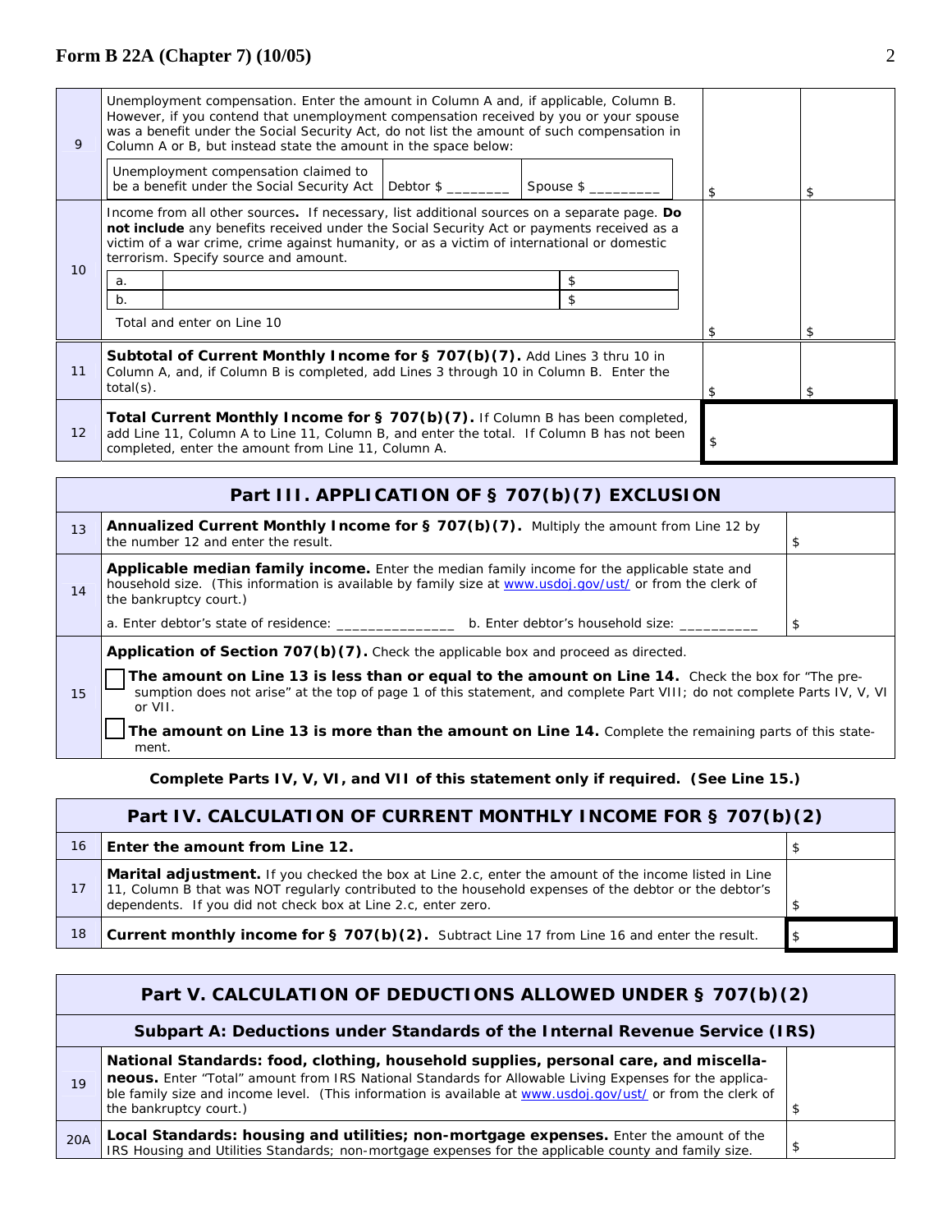| | | | |
|---|---|---|---|
| 9 | Unemployment compensation. Enter the amount in Column A and, if applicable, Column B. However, if you contend that unemployment compensation received by you or your spouse was a benefit under the Social Security Act, do not list the amount of such compensation in Column A or B, but instead state the amount in the space below:<br>Unemployment compensation claimed to be a benefit under the Social Security Act \| Debtor $ ________ \| Spouse $ _________ | $ | $ |
| 10 | Income from all other sources**.** If necessary, list additional sources on a separate page. **Do not include** any benefits received under the Social Security Act or payments received as a victim of a war crime, crime against humanity, or as a victim of international or domestic terrorism. Specify source and amount.<br>a. ______ $<br>b. ______ $<br>Total and enter on Line 10 | $ | $ |
| 11 | **Subtotal of Current Monthly Income for § 707(b)(7).** Add Lines 3 thru 10 in Column A, and, if Column B is completed, add Lines 3 through 10 in Column B. Enter the total(s). | $ | $ |
| 12 | **Total Current Monthly Income for § 707(b)(7).** If Column B has been completed, add Line 11, Column A to Line 11, Column B, and enter the total. If Column B has not been completed, enter the amount from Line 11, Column A. | $ | |

## Part III. APPLICATION OF § 707(b)(7) EXCLUSION

| | | |
|---|---|---|
| 13 | **Annualized Current Monthly Income for § 707(b)(7).** Multiply the amount from Line 12 by the number 12 and enter the result. | $ |
| 14 | **Applicable median family income.** Enter the median family income for the applicable state and household size. (This information is available by family size at www.usdoj.gov/ust/ or from the clerk of the bankruptcy court.)<br>a. Enter debtor's state of residence: _______________ b. Enter debtor's household size: __________ | $ |
| 15 | **Application of Section 707(b)(7).** Check the applicable box and proceed as directed.<br>☐ **The amount on Line 13 is less than or equal to the amount on Line 14.** Check the box for "The presumption does not arise" at the top of page 1 of this statement, and complete Part VIII; do not complete Parts IV, V, VI or VII.<br>☐ **The amount on Line 13 is more than the amount on Line 14.** Complete the remaining parts of this statement. | |

**Complete Parts IV, V, VI, and VII of this statement only if required. (See Line 15.)**

## Part IV. CALCULATION OF CURRENT MONTHLY INCOME FOR § 707(b)(2)

| | | |
|---|---|---|
| 16 | **Enter the amount from Line 12.** | $ |
| 17 | **Marital adjustment.** If you checked the box at Line 2.c, enter the amount of the income listed in Line 11, Column B that was NOT regularly contributed to the household expenses of the debtor or the debtor's dependents. If you did not check box at Line 2.c, enter zero. | $ |
| 18 | **Current monthly income for § 707(b)(2).** Subtract Line 17 from Line 16 and enter the result. | $ |

## Part V. CALCULATION OF DEDUCTIONS ALLOWED UNDER § 707(b)(2)

### Subpart A: Deductions under Standards of the Internal Revenue Service (IRS)

| | | |
|---|---|---|
| 19 | **National Standards: food, clothing, household supplies, personal care, and miscellaneous.** Enter "Total" amount from IRS National Standards for Allowable Living Expenses for the applicable family size and income level. (This information is available at www.usdoj.gov/ust/ or from the clerk of the bankruptcy court.) | $ |
| 20A | **Local Standards: housing and utilities; non-mortgage expenses.** Enter the amount of the IRS Housing and Utilities Standards; non-mortgage expenses for the applicable county and family size. | $ |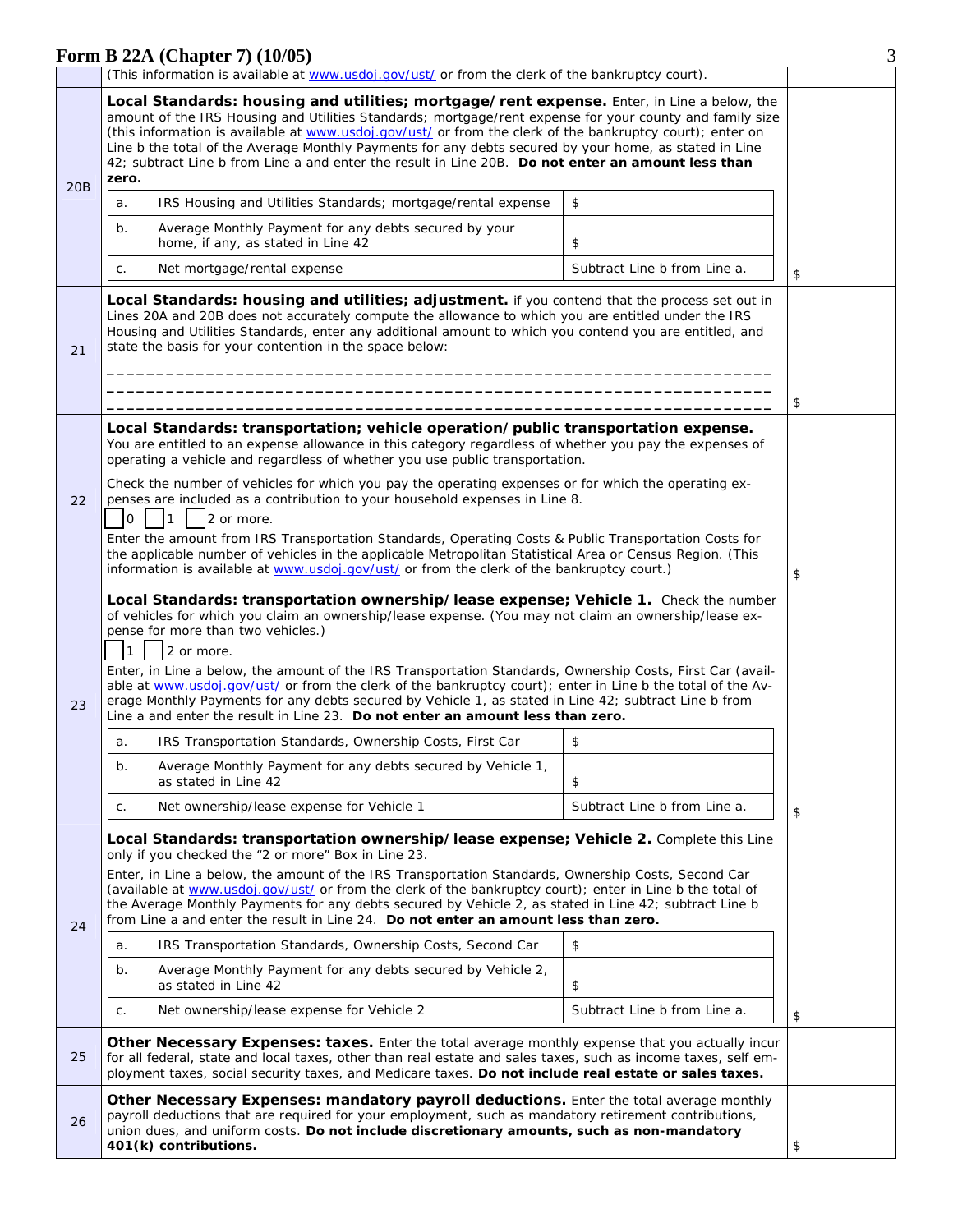# Form B 22A (Chapter 7) (10/05)

| | | |
|---|---|---|
| | (This information is available at www.usdoj.gov/ust/ or from the clerk of the bankruptcy court). | |
| 20B | **Local Standards: housing and utilities; mortgage/rent expense.** Enter, in Line a below, the amount of the IRS Housing and Utilities Standards; mortgage/rent expense for your county and family size (this information is available at www.usdoj.gov/ust/ or from the clerk of the bankruptcy court); enter on Line b the total of the Average Monthly Payments for any debts secured by your home, as stated in Line 42; subtract Line b from Line a and enter the result in Line 20B. **Do not enter an amount less than zero.**<br>a. IRS Housing and Utilities Standards; mortgage/rental expense — $<br>b. Average Monthly Payment for any debts secured by your home, if any, as stated in Line 42 — $<br>c. Net mortgage/rental expense — Subtract Line b from Line a. | $ |
| 21 | **Local Standards: housing and utilities; adjustment.** if you contend that the process set out in Lines 20A and 20B does not accurately compute the allowance to which you are entitled under the IRS Housing and Utilities Standards, enter any additional amount to which you contend you are entitled, and state the basis for your contention in the space below:<br>\_\_\_\_\_\_\_\_\_\_\_\_\_\_\_\_\_\_\_\_\_\_\_\_\_\_\_\_\_\_\_\_\_\_\_\_\_\_\_\_<br>\_\_\_\_\_\_\_\_\_\_\_\_\_\_\_\_\_\_\_\_\_\_\_\_\_\_\_\_\_\_\_\_\_\_\_\_\_\_\_\_<br>\_\_\_\_\_\_\_\_\_\_\_\_\_\_\_\_\_\_\_\_\_\_\_\_\_\_\_\_\_\_\_\_\_\_\_\_\_\_\_\_ | $ |
| 22 | **Local Standards: transportation; vehicle operation/public transportation expense.** You are entitled to an expense allowance in this category regardless of whether you pay the expenses of operating a vehicle and regardless of whether you use public transportation.<br>Check the number of vehicles for which you pay the operating expenses or for which the operating expenses are included as a contribution to your household expenses in Line 8.<br>☐ 0 ☐ 1 ☐ 2 or more.<br>Enter the amount from IRS Transportation Standards, Operating Costs & Public Transportation Costs for the applicable number of vehicles in the applicable Metropolitan Statistical Area or Census Region. (This information is available at www.usdoj.gov/ust/ or from the clerk of the bankruptcy court.) | $ |
| 23 | **Local Standards: transportation ownership/lease expense; Vehicle 1.** Check the number of vehicles for which you claim an ownership/lease expense. (You may not claim an ownership/lease expense for more than two vehicles.)<br>☐ 1 ☐ 2 or more.<br>Enter, in Line a below, the amount of the IRS Transportation Standards, Ownership Costs, First Car (available at www.usdoj.gov/ust/ or from the clerk of the bankruptcy court); enter in Line b the total of the Average Monthly Payments for any debts secured by Vehicle 1, as stated in Line 42; subtract Line b from Line a and enter the result in Line 23. **Do not enter an amount less than zero.**<br>a. IRS Transportation Standards, Ownership Costs, First Car — $<br>b. Average Monthly Payment for any debts secured by Vehicle 1, as stated in Line 42 — $<br>c. Net ownership/lease expense for Vehicle 1 — Subtract Line b from Line a. | $ |
| 24 | **Local Standards: transportation ownership/lease expense; Vehicle 2.** Complete this Line only if you checked the "2 or more" Box in Line 23.<br>Enter, in Line a below, the amount of the IRS Transportation Standards, Ownership Costs, Second Car (available at www.usdoj.gov/ust/ or from the clerk of the bankruptcy court); enter in Line b the total of the Average Monthly Payments for any debts secured by Vehicle 2, as stated in Line 42; subtract Line b from Line a and enter the result in Line 24. **Do not enter an amount less than zero.**<br>a. IRS Transportation Standards, Ownership Costs, Second Car — $<br>b. Average Monthly Payment for any debts secured by Vehicle 2, as stated in Line 42 — $<br>c. Net ownership/lease expense for Vehicle 2 — Subtract Line b from Line a. | $ |
| 25 | **Other Necessary Expenses: taxes.** Enter the total average monthly expense that you actually incur for all federal, state and local taxes, other than real estate and sales taxes, such as income taxes, self employment taxes, social security taxes, and Medicare taxes. **Do not include real estate or sales taxes.** | |
| 26 | **Other Necessary Expenses: mandatory payroll deductions.** Enter the total average monthly payroll deductions that are required for your employment, such as mandatory retirement contributions, union dues, and uniform costs. **Do not include discretionary amounts, such as non-mandatory 401(k) contributions.** | $ |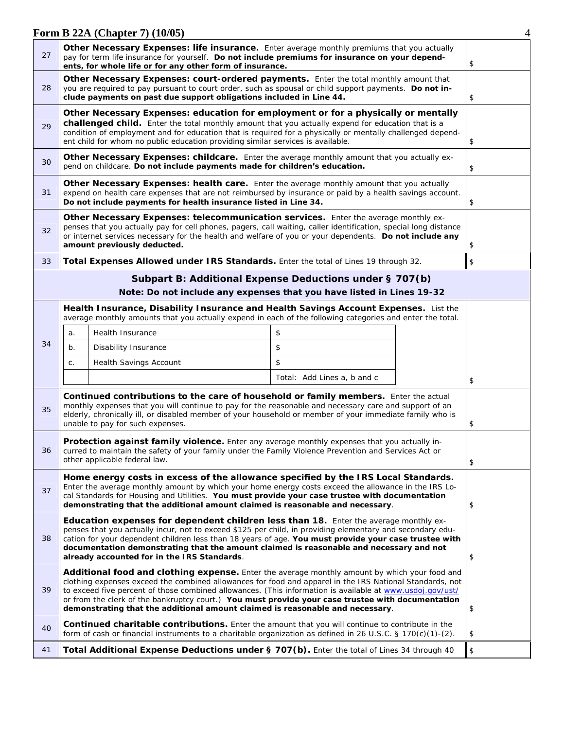# Form B 22A (Chapter 7) (10/05)

| | | |
|---|---|---|
| 27 | **Other Necessary Expenses: life insurance.** Enter average monthly premiums that you actually pay for term life insurance for yourself. **Do not include premiums for insurance on your dependents, for whole life or for any other form of insurance.** | $ |
| 28 | **Other Necessary Expenses: court-ordered payments.** Enter the total monthly amount that you are required to pay pursuant to court order, such as spousal or child support payments. **Do not include payments on past due support obligations included in Line 44.** | $ |
| 29 | **Other Necessary Expenses: education for employment or for a physically or mentally challenged child.** Enter the total monthly amount that you actually expend for education that is a condition of employment and for education that is required for a physically or mentally challenged dependent child for whom no public education providing similar services is available. | $ |
| 30 | **Other Necessary Expenses: childcare.** Enter the average monthly amount that you actually expend on childcare. **Do not include payments made for children's education.** | $ |
| 31 | **Other Necessary Expenses: health care.** Enter the average monthly amount that you actually expend on health care expenses that are not reimbursed by insurance or paid by a health savings account. **Do not include payments for health insurance listed in Line 34.** | $ |
| 32 | **Other Necessary Expenses: telecommunication services.** Enter the average monthly expenses that you actually pay for cell phones, pagers, call waiting, caller identification, special long distance or internet services necessary for the health and welfare of you or your dependents. **Do not include any amount previously deducted.** | $ |
| 33 | **Total Expenses Allowed under IRS Standards.** Enter the total of Lines 19 through 32. | $ |

## Subpart B: Additional Expense Deductions under § 707(b)

**Note: Do not include any expenses that you have listed in Lines 19-32**

| | | |
|---|---|---|
| 34 | **Health Insurance, Disability Insurance and Health Savings Account Expenses.** List the average monthly amounts that you actually expend in each of the following categories and enter the total.<br>a. Health Insurance $<br>b. Disability Insurance $<br>c. Health Savings Account $<br>Total: Add Lines a, b and c | $ |
| 35 | **Continued contributions to the care of household or family members.** Enter the actual monthly expenses that you will continue to pay for the reasonable and necessary care and support of an elderly, chronically ill, or disabled member of your household or member of your immediate family who is unable to pay for such expenses. | $ |
| 36 | **Protection against family violence.** Enter any average monthly expenses that you actually incurred to maintain the safety of your family under the Family Violence Prevention and Services Act or other applicable federal law. | $ |
| 37 | **Home energy costs in excess of the allowance specified by the IRS Local Standards.** Enter the average monthly amount by which your home energy costs exceed the allowance in the IRS Local Standards for Housing and Utilities. **You must provide your case trustee with documentation demonstrating that the additional amount claimed is reasonable and necessary**. | $ |
| 38 | **Education expenses for dependent children less than 18.** Enter the average monthly expenses that you actually incur, not to exceed $125 per child, in providing elementary and secondary education for your dependent children less than 18 years of age. **You must provide your case trustee with documentation demonstrating that the amount claimed is reasonable and necessary and not already accounted for in the IRS Standards**. | $ |
| 39 | **Additional food and clothing expense.** Enter the average monthly amount by which your food and clothing expenses exceed the combined allowances for food and apparel in the IRS National Standards, not to exceed five percent of those combined allowances. (This information is available at www.usdoj.gov/ust/ or from the clerk of the bankruptcy court.) **You must provide your case trustee with documentation demonstrating that the additional amount claimed is reasonable and necessary**. | $ |
| 40 | **Continued charitable contributions.** Enter the amount that you will continue to contribute in the form of cash or financial instruments to a charitable organization as defined in 26 U.S.C. § 170(c)(1)-(2). | $ |
| 41 | **Total Additional Expense Deductions under § 707(b).** Enter the total of Lines 34 through 40 | $ |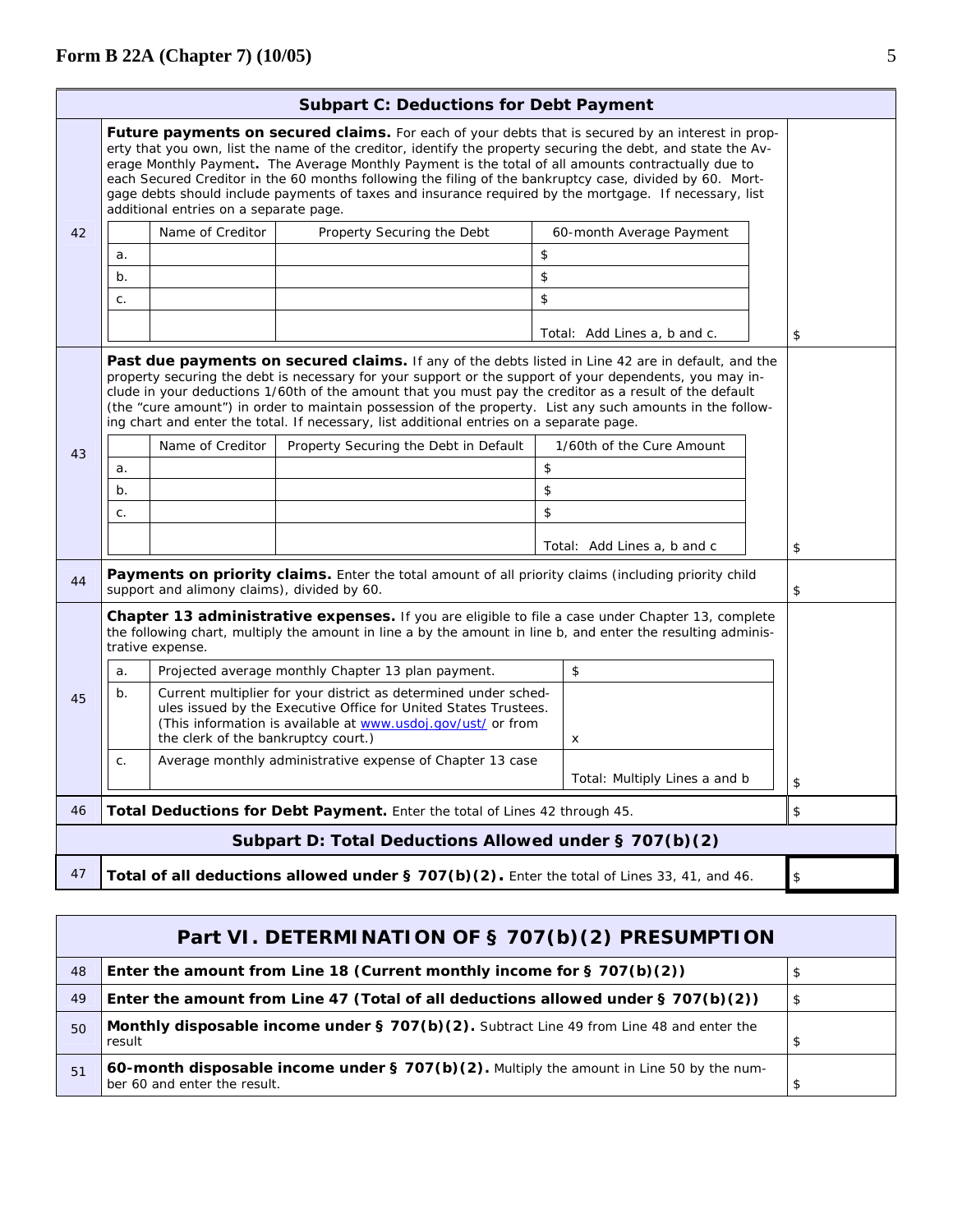## Subpart C: Deductions for Debt Payment

| Line | Description | Amount |
|---|---|---|
| 42 | **Future payments on secured claims.** For each of your debts that is secured by an interest in property that you own, list the name of the creditor, identify the property securing the debt, and state the Average Monthly Payment**.** The Average Monthly Payment is the total of all amounts contractually due to each Secured Creditor in the 60 months following the filing of the bankruptcy case, divided by 60. Mortgage debts should include payments of taxes and insurance required by the mortgage. If necessary, list additional entries on a separate page. | |

| | Name of Creditor | Property Securing the Debt | 60-month Average Payment |
|---|---|---|---|
| a. | | | $ |
| b. | | | $ |
| c. | | | $ |
| | | | Total: Add Lines a, b and c. |

Line 42 total: $

| Line | Description | Amount |
|---|---|---|
| 43 | **Past due payments on secured claims.** If any of the debts listed in Line 42 are in default, and the property securing the debt is necessary for your support or the support of your dependents, you may include in your deductions 1/60th of the amount that you must pay the creditor as a result of the default (the "cure amount") in order to maintain possession of the property. List any such amounts in the following chart and enter the total. If necessary, list additional entries on a separate page. | |

| | Name of Creditor | Property Securing the Debt in Default | 1/60th of the Cure Amount |
|---|---|---|---|
| a. | | | $ |
| b. | | | $ |
| c. | | | $ |
| | | | Total: Add Lines a, b and c |

Line 43 total: $

| Line | Description | Amount |
|---|---|---|
| 44 | **Payments on priority claims.** Enter the total amount of all priority claims (including priority child support and alimony claims), divided by 60. | $ |
| 45 | **Chapter 13 administrative expenses.** If you are eligible to file a case under Chapter 13, complete the following chart, multiply the amount in line a by the amount in line b, and enter the resulting administrative expense. | |

| | | |
|---|---|---|
| a. | Projected average monthly Chapter 13 plan payment. | $ |
| b. | Current multiplier for your district as determined under schedules issued by the Executive Office for United States Trustees. (This information is available at www.usdoj.gov/ust/ or from the clerk of the bankruptcy court.) | x |
| c. | Average monthly administrative expense of Chapter 13 case | Total: Multiply Lines a and b |

Line 45 total: $

| Line | Description | Amount |
|---|---|---|
| 46 | **Total Deductions for Debt Payment.** Enter the total of Lines 42 through 45. | $ |

## Subpart D: Total Deductions Allowed under § 707(b)(2)

| Line | Description | Amount |
|---|---|---|
| 47 | **Total of all deductions allowed under § 707(b)(2).** Enter the total of Lines 33, 41, and 46. | $ |

## Part VI. DETERMINATION OF § 707(b)(2) PRESUMPTION

| Line | Description | Amount |
|---|---|---|
| 48 | **Enter the amount from Line 18 (Current monthly income for § 707(b)(2))** | $ |
| 49 | **Enter the amount from Line 47 (Total of all deductions allowed under § 707(b)(2))** | $ |
| 50 | **Monthly disposable income under § 707(b)(2).** Subtract Line 49 from Line 48 and enter the result | $ |
| 51 | **60-month disposable income under § 707(b)(2).** Multiply the amount in Line 50 by the number 60 and enter the result. | $ |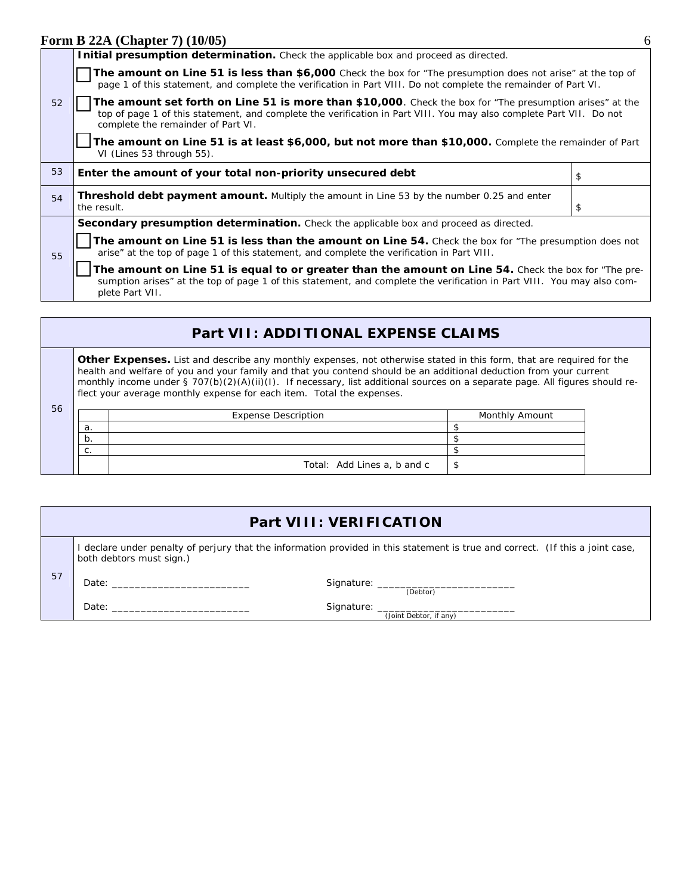| | | |
|---|---|---|
| 52 | **Initial presumption determination.** Check the applicable box and proceed as directed.<br>☐ **The amount on Line 51 is less than $6,000** Check the box for "The presumption does not arise" at the top of page 1 of this statement, and complete the verification in Part VIII. Do not complete the remainder of Part VI.<br>☐ **The amount set forth on Line 51 is more than $10,000**. Check the box for "The presumption arises" at the top of page 1 of this statement, and complete the verification in Part VIII. You may also complete Part VII. Do not complete the remainder of Part VI.<br>☐ **The amount on Line 51 is at least $6,000, but not more than $10,000.** Complete the remainder of Part VI (Lines 53 through 55). | |
| 53 | **Enter the amount of your total non-priority unsecured debt** | $ |
| 54 | **Threshold debt payment amount.** Multiply the amount in Line 53 by the number 0.25 and enter the result. | $ |
| 55 | **Secondary presumption determination.** Check the applicable box and proceed as directed.<br>☐ **The amount on Line 51 is less than the amount on Line 54.** Check the box for "The presumption does not arise" at the top of page 1 of this statement, and complete the verification in Part VIII.<br>☐ **The amount on Line 51 is equal to or greater than the amount on Line 54.** Check the box for "The presumption arises" at the top of page 1 of this statement, and complete the verification in Part VIII. You may also complete Part VII. | |

## Part VII: ADDITIONAL EXPENSE CLAIMS

**56** **Other Expenses.** List and describe any monthly expenses, not otherwise stated in this form, that are required for the health and welfare of you and your family and that you contend should be an additional deduction from your current monthly income under § 707(b)(2)(A)(ii)(I). If necessary, list additional sources on a separate page. All figures should reflect your average monthly expense for each item. Total the expenses.

| | Expense Description | Monthly Amount |
|---|---|---|
| a. | | $ |
| b. | | $ |
| c. | | $ |
| | Total: Add Lines a, b and c | $ |

## Part VIII: VERIFICATION

**57** I declare under penalty of perjury that the information provided in this statement is true and correct. (If this a joint case, both debtors must sign.)

Date: ________________________ Signature: ________________________ (Debtor)

Date: ________________________ Signature: ________________________ (Joint Debtor, if any)